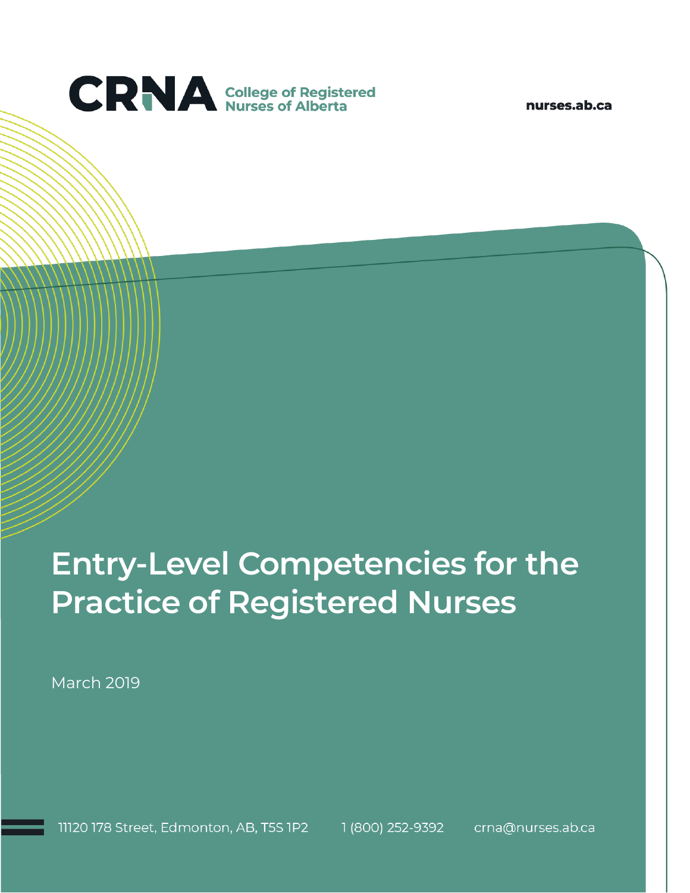CRNA College of Registered Nurses of Alberta

nurses.ab.ca

# Entry-Level Competencies for the Practice of Registered Nurses

March 2019

11120 178 Street, Edmonton, AB, T5S 1P2 1 (800) 252-9392 crna@nurses.ab.ca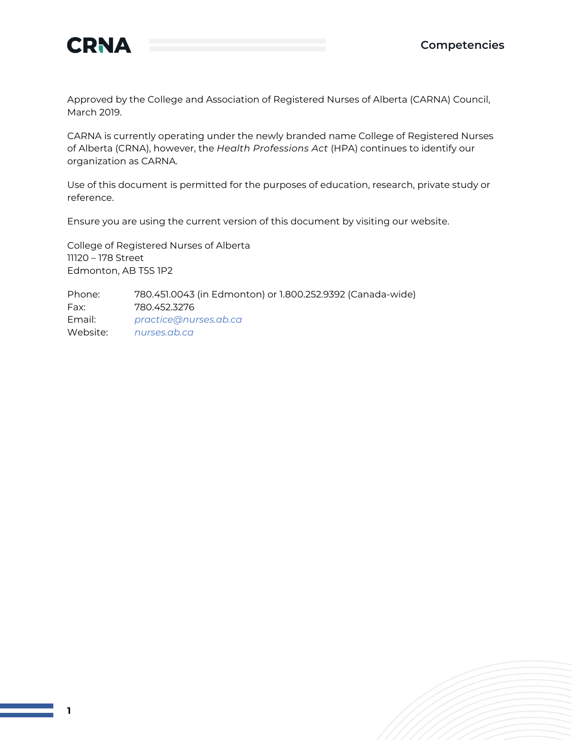Approved by the College and Association of Registered Nurses of Alberta (CARNA) Council, March 2019.

CARNA is currently operating under the newly branded name College of Registered Nurses of Alberta (CRNA), however, the *Health Professions Act* (HPA) continues to identify our organization as CARNA.

Use of this document is permitted for the purposes of education, research, private study or reference.

Ensure you are using the current version of this document by visiting our website.

College of Registered Nurses of Alberta
11120 – 178 Street
Edmonton, AB T5S 1P2

| | |
|---|---|
| Phone: | 780.451.0043 (in Edmonton) or 1.800.252.9392 (Canada-wide) |
| Fax: | 780.452.3276 |
| Email: | *practice@nurses.ab.ca* |
| Website: | *nurses.ab.ca* |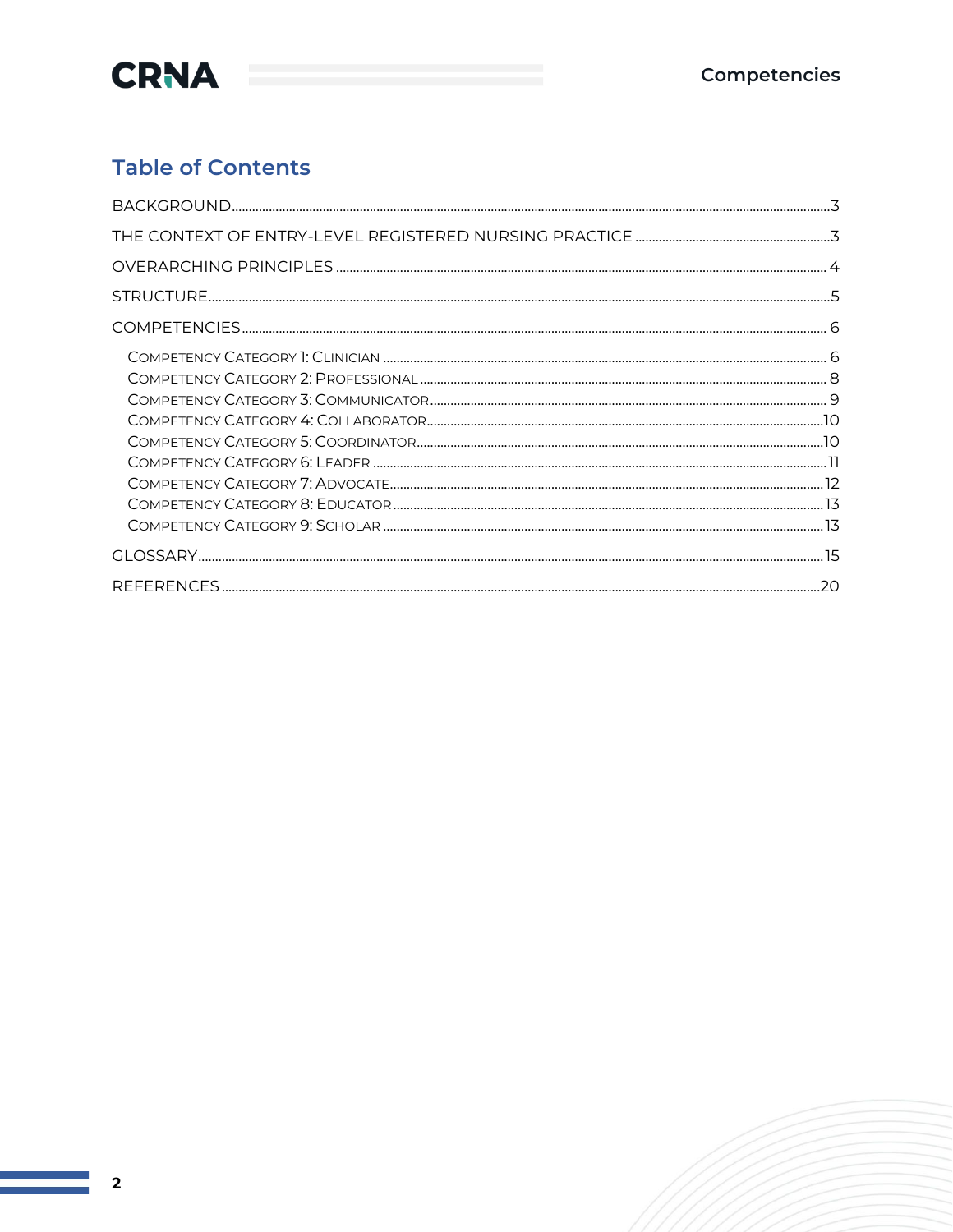## Table of Contents

- BACKGROUND ........ 3
- THE CONTEXT OF ENTRY-LEVEL REGISTERED NURSING PRACTICE ........ 3
- OVERARCHING PRINCIPLES ........ 4
- STRUCTURE ........ 5
- COMPETENCIES ........ 6
  - Competency Category 1: Clinician ........ 6
  - Competency Category 2: Professional ........ 8
  - Competency Category 3: Communicator ........ 9
  - Competency Category 4: Collaborator ........ 10
  - Competency Category 5: Coordinator ........ 10
  - Competency Category 6: Leader ........ 11
  - Competency Category 7: Advocate ........ 12
  - Competency Category 8: Educator ........ 13
  - Competency Category 9: Scholar ........ 13
- GLOSSARY ........ 15
- REFERENCES ........ 20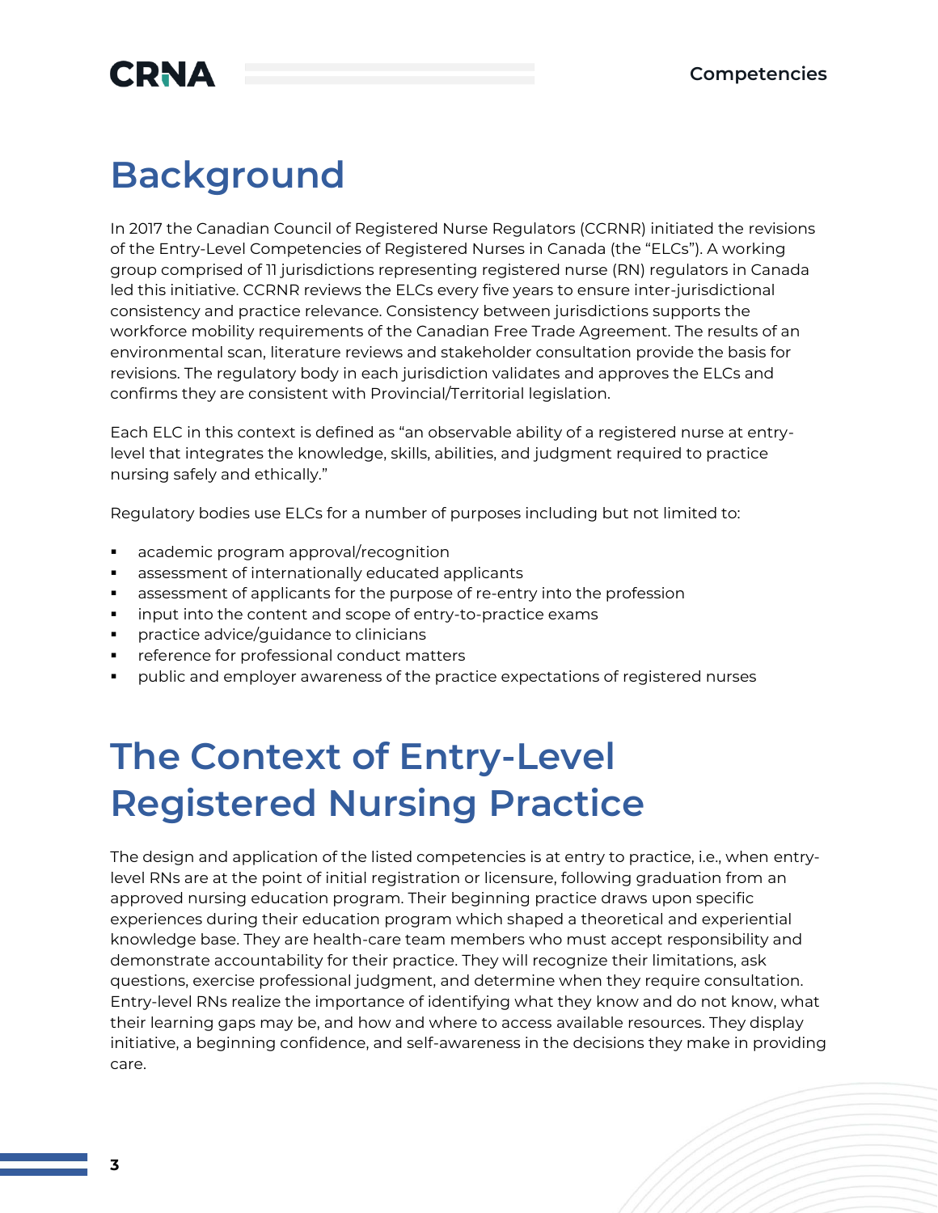# Background

In 2017 the Canadian Council of Registered Nurse Regulators (CCRNR) initiated the revisions of the Entry-Level Competencies of Registered Nurses in Canada (the "ELCs"). A working group comprised of 11 jurisdictions representing registered nurse (RN) regulators in Canada led this initiative. CCRNR reviews the ELCs every five years to ensure inter-jurisdictional consistency and practice relevance. Consistency between jurisdictions supports the workforce mobility requirements of the Canadian Free Trade Agreement. The results of an environmental scan, literature reviews and stakeholder consultation provide the basis for revisions. The regulatory body in each jurisdiction validates and approves the ELCs and confirms they are consistent with Provincial/Territorial legislation.

Each ELC in this context is defined as "an observable ability of a registered nurse at entry-level that integrates the knowledge, skills, abilities, and judgment required to practice nursing safely and ethically."

Regulatory bodies use ELCs for a number of purposes including but not limited to:

- academic program approval/recognition
- assessment of internationally educated applicants
- assessment of applicants for the purpose of re-entry into the profession
- input into the content and scope of entry-to-practice exams
- practice advice/guidance to clinicians
- reference for professional conduct matters
- public and employer awareness of the practice expectations of registered nurses

# The Context of Entry-Level Registered Nursing Practice

The design and application of the listed competencies is at entry to practice, i.e., when entry-level RNs are at the point of initial registration or licensure, following graduation from an approved nursing education program. Their beginning practice draws upon specific experiences during their education program which shaped a theoretical and experiential knowledge base. They are health-care team members who must accept responsibility and demonstrate accountability for their practice. They will recognize their limitations, ask questions, exercise professional judgment, and determine when they require consultation. Entry-level RNs realize the importance of identifying what they know and do not know, what their learning gaps may be, and how and where to access available resources. They display initiative, a beginning confidence, and self-awareness in the decisions they make in providing care.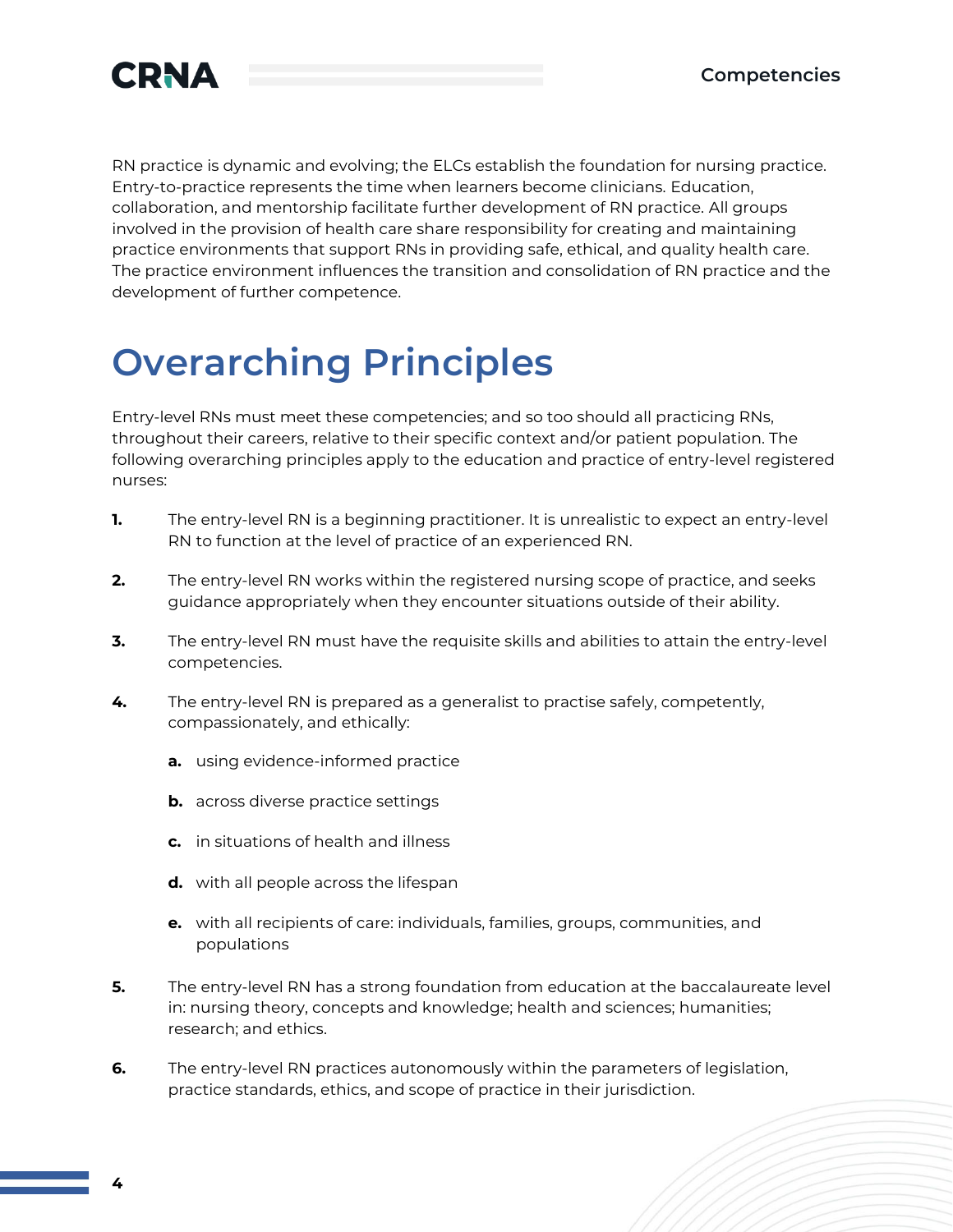RN practice is dynamic and evolving; the ELCs establish the foundation for nursing practice. Entry-to-practice represents the time when learners become clinicians. Education, collaboration, and mentorship facilitate further development of RN practice. All groups involved in the provision of health care share responsibility for creating and maintaining practice environments that support RNs in providing safe, ethical, and quality health care. The practice environment influences the transition and consolidation of RN practice and the development of further competence.

# Overarching Principles

Entry-level RNs must meet these competencies; and so too should all practicing RNs, throughout their careers, relative to their specific context and/or patient population. The following overarching principles apply to the education and practice of entry-level registered nurses:

1. The entry-level RN is a beginning practitioner. It is unrealistic to expect an entry-level RN to function at the level of practice of an experienced RN.

2. The entry-level RN works within the registered nursing scope of practice, and seeks guidance appropriately when they encounter situations outside of their ability.

3. The entry-level RN must have the requisite skills and abilities to attain the entry-level competencies.

4. The entry-level RN is prepared as a generalist to practise safely, competently, compassionately, and ethically:

   a. using evidence-informed practice

   b. across diverse practice settings

   c. in situations of health and illness

   d. with all people across the lifespan

   e. with all recipients of care: individuals, families, groups, communities, and populations

5. The entry-level RN has a strong foundation from education at the baccalaureate level in: nursing theory, concepts and knowledge; health and sciences; humanities; research; and ethics.

6. The entry-level RN practices autonomously within the parameters of legislation, practice standards, ethics, and scope of practice in their jurisdiction.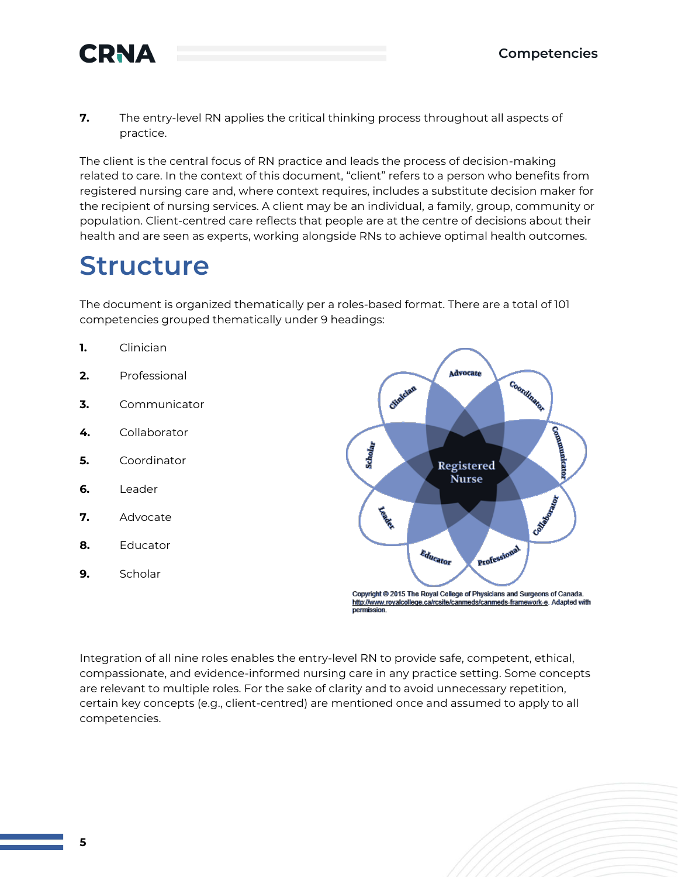7. The entry-level RN applies the critical thinking process throughout all aspects of practice.

The client is the central focus of RN practice and leads the process of decision-making related to care. In the context of this document, "client" refers to a person who benefits from registered nursing care and, where context requires, includes a substitute decision maker for the recipient of nursing services. A client may be an individual, a family, group, community or population. Client-centred care reflects that people are at the centre of decisions about their health and are seen as experts, working alongside RNs to achieve optimal health outcomes.

# Structure

The document is organized thematically per a roles-based format. There are a total of 101 competencies grouped thematically under 9 headings:

1. Clinician
2. Professional
3. Communicator
4. Collaborator
5. Coordinator
6. Leader
7. Advocate
8. Educator
9. Scholar

Copyright © 2015 The Royal College of Physicians and Surgeons of Canada. http://www.royalcollege.ca/rcsite/canmeds/canmeds-framework-e. Adapted with permission.

Integration of all nine roles enables the entry-level RN to provide safe, competent, ethical, compassionate, and evidence-informed nursing care in any practice setting. Some concepts are relevant to multiple roles. For the sake of clarity and to avoid unnecessary repetition, certain key concepts (e.g., client-centred) are mentioned once and assumed to apply to all competencies.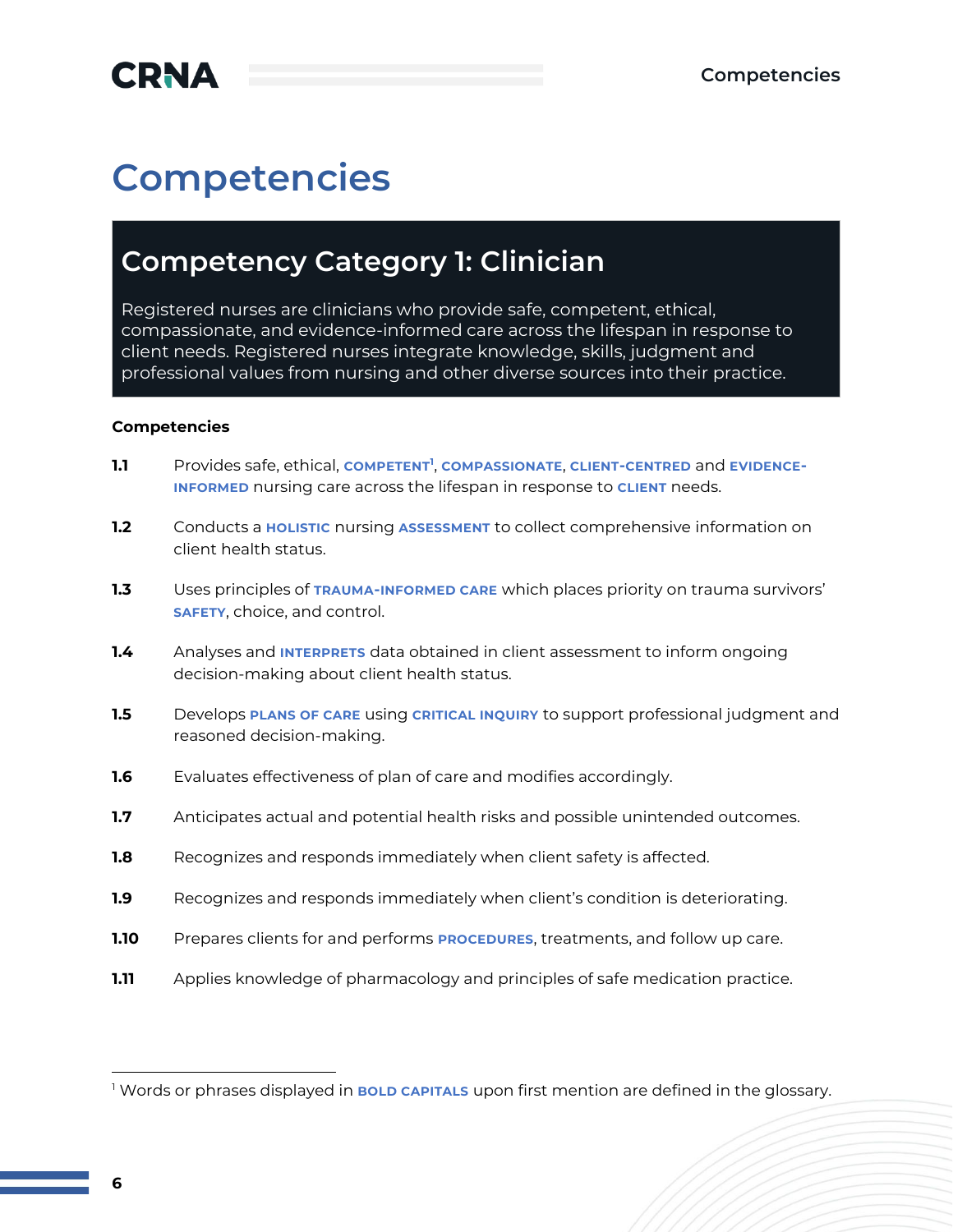# Competencies

## Competency Category 1: Clinician

Registered nurses are clinicians who provide safe, competent, ethical, compassionate, and evidence-informed care across the lifespan in response to client needs. Registered nurses integrate knowledge, skills, judgment and professional values from nursing and other diverse sources into their practice.

**Competencies**

**1.1** Provides safe, ethical, **COMPETENT**[1], **COMPASSIONATE**, **CLIENT-CENTRED** and **EVIDENCE-INFORMED** nursing care across the lifespan in response to **CLIENT** needs.

**1.2** Conducts a **HOLISTIC** nursing **ASSESSMENT** to collect comprehensive information on client health status.

**1.3** Uses principles of **TRAUMA-INFORMED CARE** which places priority on trauma survivors' **SAFETY**, choice, and control.

**1.4** Analyses and **INTERPRETS** data obtained in client assessment to inform ongoing decision-making about client health status.

**1.5** Develops **PLANS OF CARE** using **CRITICAL INQUIRY** to support professional judgment and reasoned decision-making.

**1.6** Evaluates effectiveness of plan of care and modifies accordingly.

**1.7** Anticipates actual and potential health risks and possible unintended outcomes.

**1.8** Recognizes and responds immediately when client safety is affected.

**1.9** Recognizes and responds immediately when client's condition is deteriorating.

**1.10** Prepares clients for and performs **PROCEDURES**, treatments, and follow up care.

**1.11** Applies knowledge of pharmacology and principles of safe medication practice.

---

[1] Words or phrases displayed in **BOLD CAPITALS** upon first mention are defined in the glossary.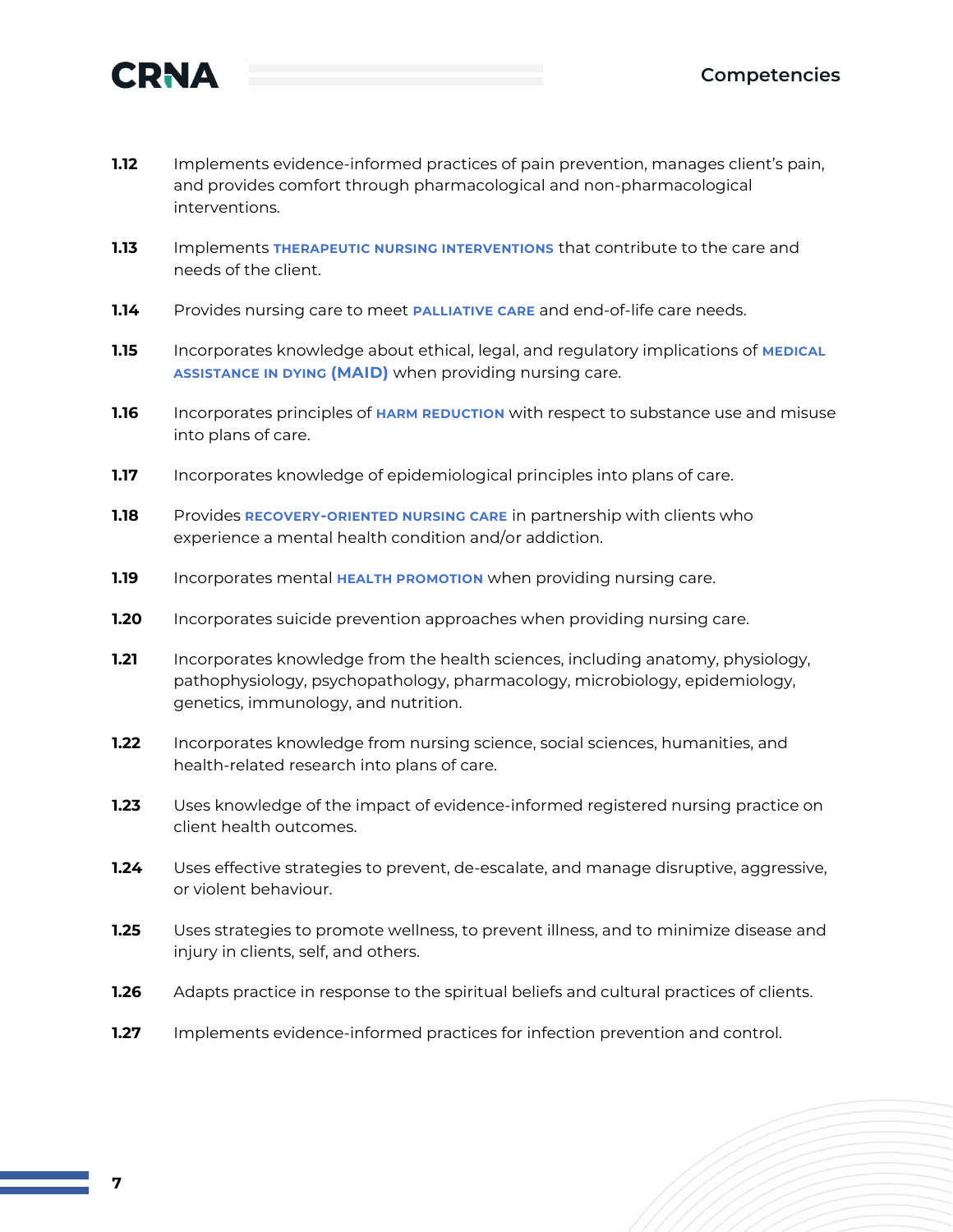**1.12** Implements evidence-informed practices of pain prevention, manages client's pain, and provides comfort through pharmacological and non-pharmacological interventions.

**1.13** Implements **THERAPEUTIC NURSING INTERVENTIONS** that contribute to the care and needs of the client.

**1.14** Provides nursing care to meet **PALLIATIVE CARE** and end-of-life care needs.

**1.15** Incorporates knowledge about ethical, legal, and regulatory implications of **MEDICAL ASSISTANCE IN DYING (MAID)** when providing nursing care.

**1.16** Incorporates principles of **HARM REDUCTION** with respect to substance use and misuse into plans of care.

**1.17** Incorporates knowledge of epidemiological principles into plans of care.

**1.18** Provides **RECOVERY-ORIENTED NURSING CARE** in partnership with clients who experience a mental health condition and/or addiction.

**1.19** Incorporates mental **HEALTH PROMOTION** when providing nursing care.

**1.20** Incorporates suicide prevention approaches when providing nursing care.

**1.21** Incorporates knowledge from the health sciences, including anatomy, physiology, pathophysiology, psychopathology, pharmacology, microbiology, epidemiology, genetics, immunology, and nutrition.

**1.22** Incorporates knowledge from nursing science, social sciences, humanities, and health-related research into plans of care.

**1.23** Uses knowledge of the impact of evidence-informed registered nursing practice on client health outcomes.

**1.24** Uses effective strategies to prevent, de-escalate, and manage disruptive, aggressive, or violent behaviour.

**1.25** Uses strategies to promote wellness, to prevent illness, and to minimize disease and injury in clients, self, and others.

**1.26** Adapts practice in response to the spiritual beliefs and cultural practices of clients.

**1.27** Implements evidence-informed practices for infection prevention and control.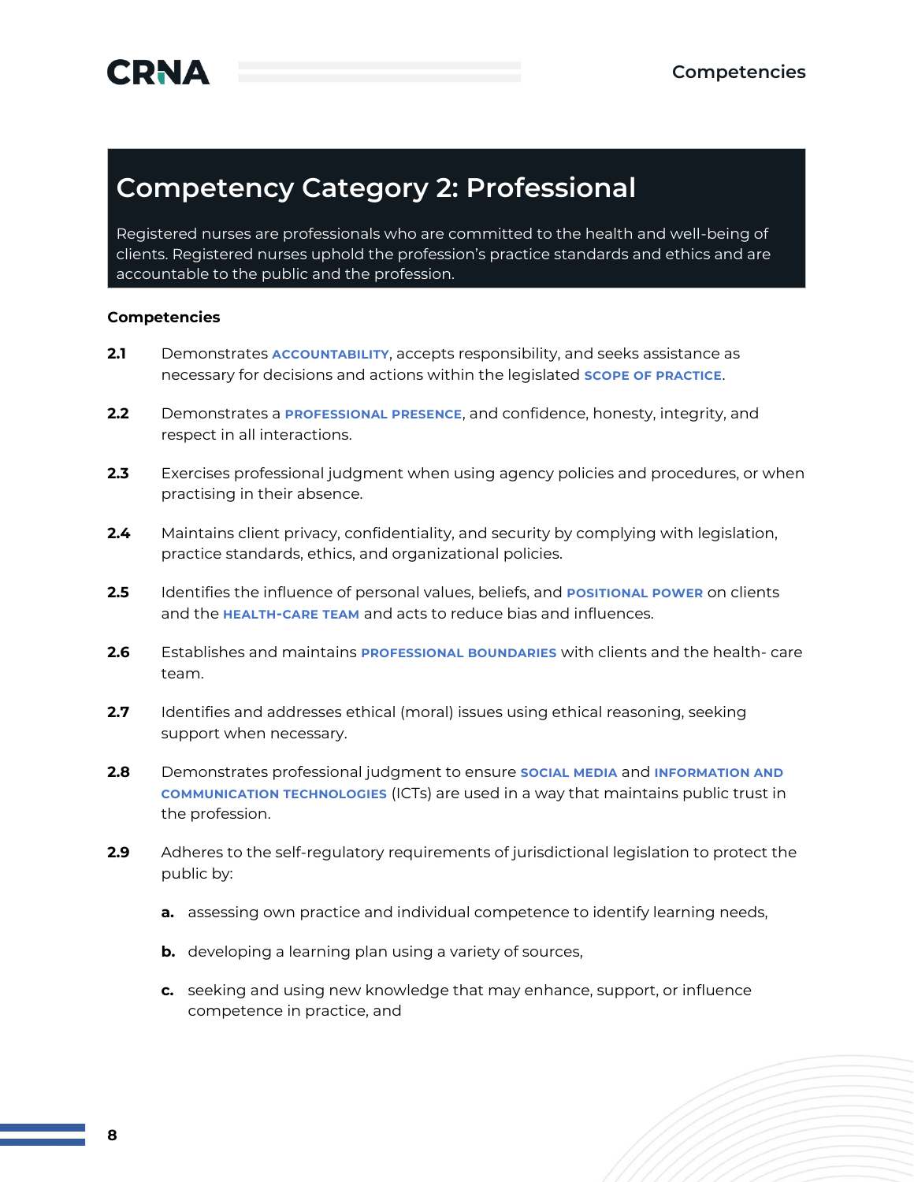## Competency Category 2: Professional

Registered nurses are professionals who are committed to the health and well-being of clients. Registered nurses uphold the profession's practice standards and ethics and are accountable to the public and the profession.

**Competencies**

**2.1** Demonstrates **ACCOUNTABILITY**, accepts responsibility, and seeks assistance as necessary for decisions and actions within the legislated **SCOPE OF PRACTICE**.

**2.2** Demonstrates a **PROFESSIONAL PRESENCE**, and confidence, honesty, integrity, and respect in all interactions.

**2.3** Exercises professional judgment when using agency policies and procedures, or when practising in their absence.

**2.4** Maintains client privacy, confidentiality, and security by complying with legislation, practice standards, ethics, and organizational policies.

**2.5** Identifies the influence of personal values, beliefs, and **POSITIONAL POWER** on clients and the **HEALTH-CARE TEAM** and acts to reduce bias and influences.

**2.6** Establishes and maintains **PROFESSIONAL BOUNDARIES** with clients and the health- care team.

**2.7** Identifies and addresses ethical (moral) issues using ethical reasoning, seeking support when necessary.

**2.8** Demonstrates professional judgment to ensure **SOCIAL MEDIA** and **INFORMATION AND COMMUNICATION TECHNOLOGIES** (ICTs) are used in a way that maintains public trust in the profession.

**2.9** Adheres to the self-regulatory requirements of jurisdictional legislation to protect the public by:

- **a.** assessing own practice and individual competence to identify learning needs,
- **b.** developing a learning plan using a variety of sources,
- **c.** seeking and using new knowledge that may enhance, support, or influence competence in practice, and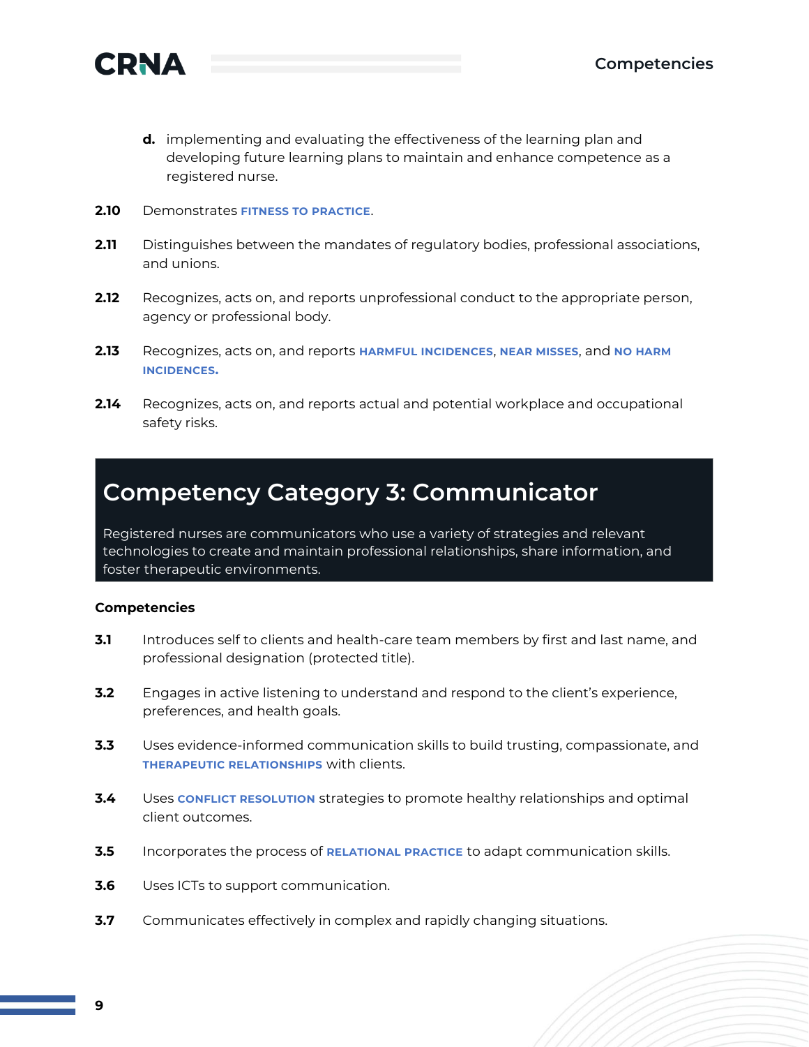d. implementing and evaluating the effectiveness of the learning plan and developing future learning plans to maintain and enhance competence as a registered nurse.

**2.10** Demonstrates **FITNESS TO PRACTICE**.

**2.11** Distinguishes between the mandates of regulatory bodies, professional associations, and unions.

**2.12** Recognizes, acts on, and reports unprofessional conduct to the appropriate person, agency or professional body.

**2.13** Recognizes, acts on, and reports **HARMFUL INCIDENCES**, **NEAR MISSES**, and **NO HARM INCIDENCES.**

**2.14** Recognizes, acts on, and reports actual and potential workplace and occupational safety risks.

## Competency Category 3: Communicator

Registered nurses are communicators who use a variety of strategies and relevant technologies to create and maintain professional relationships, share information, and foster therapeutic environments.

### Competencies

**3.1** Introduces self to clients and health-care team members by first and last name, and professional designation (protected title).

**3.2** Engages in active listening to understand and respond to the client's experience, preferences, and health goals.

**3.3** Uses evidence-informed communication skills to build trusting, compassionate, and **THERAPEUTIC RELATIONSHIPS** with clients.

**3.4** Uses **CONFLICT RESOLUTION** strategies to promote healthy relationships and optimal client outcomes.

**3.5** Incorporates the process of **RELATIONAL PRACTICE** to adapt communication skills.

**3.6** Uses ICTs to support communication.

**3.7** Communicates effectively in complex and rapidly changing situations.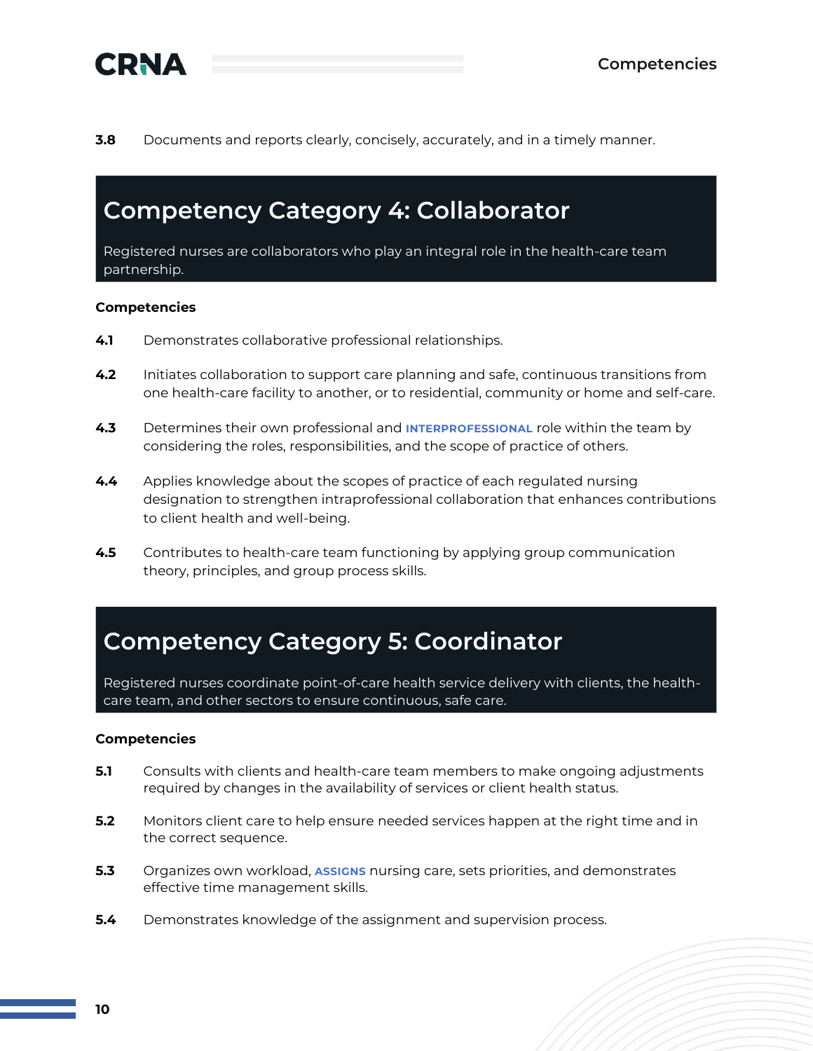**3.8** Documents and reports clearly, concisely, accurately, and in a timely manner.

## Competency Category 4: Collaborator

Registered nurses are collaborators who play an integral role in the health-care team partnership.

### Competencies

**4.1** Demonstrates collaborative professional relationships.

**4.2** Initiates collaboration to support care planning and safe, continuous transitions from one health-care facility to another, or to residential, community or home and self-care.

**4.3** Determines their own professional and **INTERPROFESSIONAL** role within the team by considering the roles, responsibilities, and the scope of practice of others.

**4.4** Applies knowledge about the scopes of practice of each regulated nursing designation to strengthen intraprofessional collaboration that enhances contributions to client health and well-being.

**4.5** Contributes to health-care team functioning by applying group communication theory, principles, and group process skills.

## Competency Category 5: Coordinator

Registered nurses coordinate point-of-care health service delivery with clients, the health-care team, and other sectors to ensure continuous, safe care.

### Competencies

**5.1** Consults with clients and health-care team members to make ongoing adjustments required by changes in the availability of services or client health status.

**5.2** Monitors client care to help ensure needed services happen at the right time and in the correct sequence.

**5.3** Organizes own workload, **ASSIGNS** nursing care, sets priorities, and demonstrates effective time management skills.

**5.4** Demonstrates knowledge of the assignment and supervision process.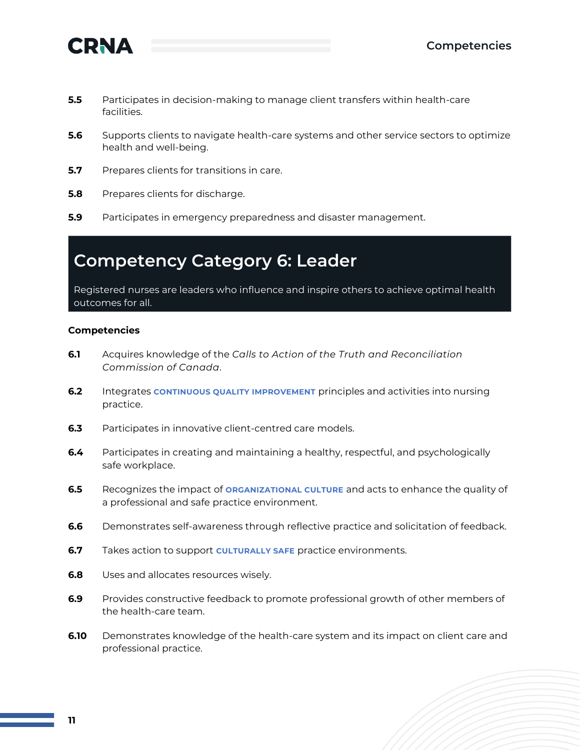**5.5** Participates in decision-making to manage client transfers within health-care facilities.

**5.6** Supports clients to navigate health-care systems and other service sectors to optimize health and well-being.

**5.7** Prepares clients for transitions in care.

**5.8** Prepares clients for discharge.

**5.9** Participates in emergency preparedness and disaster management.

## Competency Category 6: Leader

Registered nurses are leaders who influence and inspire others to achieve optimal health outcomes for all.

**Competencies**

**6.1** Acquires knowledge of the *Calls to Action of the Truth and Reconciliation Commission of Canada*.

**6.2** Integrates **CONTINUOUS QUALITY IMPROVEMENT** principles and activities into nursing practice.

**6.3** Participates in innovative client-centred care models.

**6.4** Participates in creating and maintaining a healthy, respectful, and psychologically safe workplace.

**6.5** Recognizes the impact of **ORGANIZATIONAL CULTURE** and acts to enhance the quality of a professional and safe practice environment.

**6.6** Demonstrates self-awareness through reflective practice and solicitation of feedback.

**6.7** Takes action to support **CULTURALLY SAFE** practice environments.

**6.8** Uses and allocates resources wisely.

**6.9** Provides constructive feedback to promote professional growth of other members of the health-care team.

**6.10** Demonstrates knowledge of the health-care system and its impact on client care and professional practice.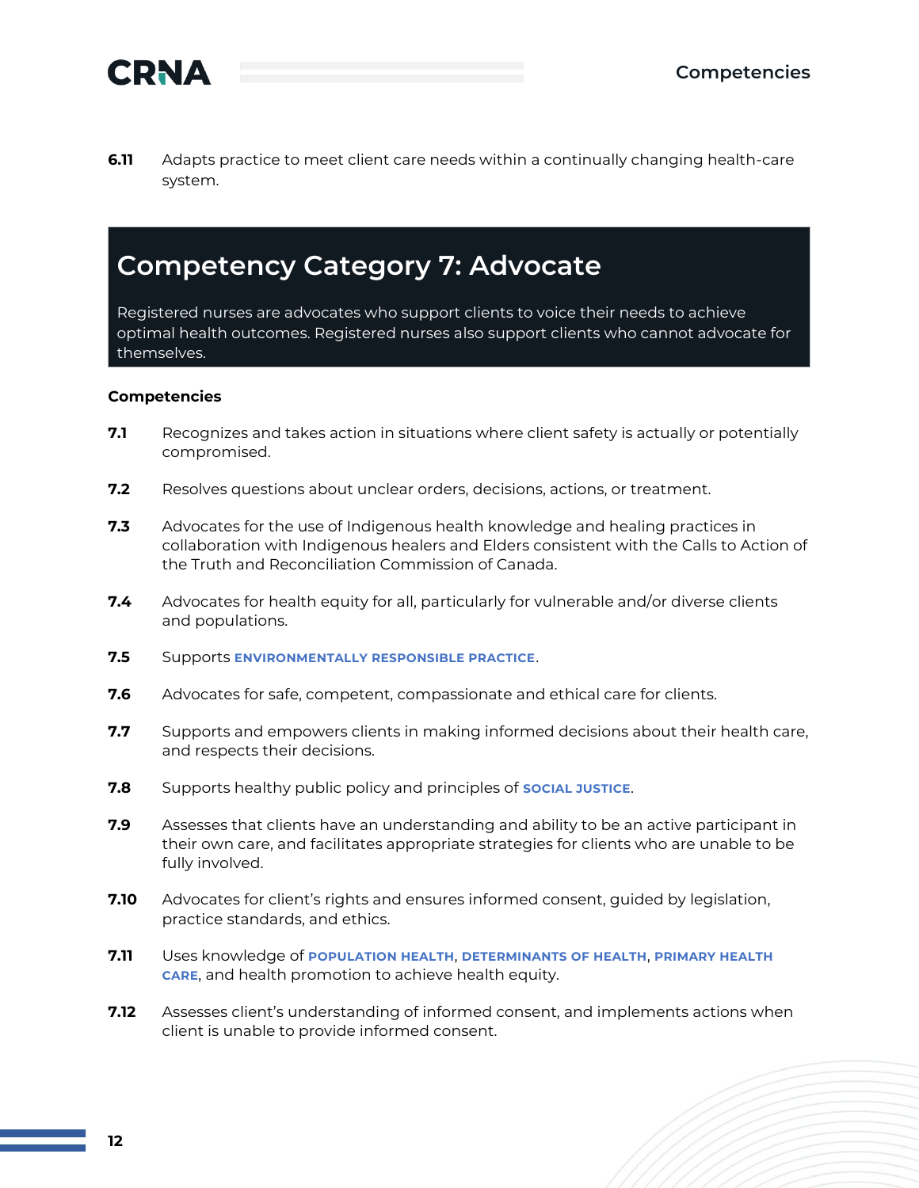**6.11** Adapts practice to meet client care needs within a continually changing health-care system.

## Competency Category 7: Advocate

Registered nurses are advocates who support clients to voice their needs to achieve optimal health outcomes. Registered nurses also support clients who cannot advocate for themselves.

**Competencies**

**7.1** Recognizes and takes action in situations where client safety is actually or potentially compromised.

**7.2** Resolves questions about unclear orders, decisions, actions, or treatment.

**7.3** Advocates for the use of Indigenous health knowledge and healing practices in collaboration with Indigenous healers and Elders consistent with the Calls to Action of the Truth and Reconciliation Commission of Canada.

**7.4** Advocates for health equity for all, particularly for vulnerable and/or diverse clients and populations.

**7.5** Supports **ENVIRONMENTALLY RESPONSIBLE PRACTICE**.

**7.6** Advocates for safe, competent, compassionate and ethical care for clients.

**7.7** Supports and empowers clients in making informed decisions about their health care, and respects their decisions.

**7.8** Supports healthy public policy and principles of **SOCIAL JUSTICE**.

**7.9** Assesses that clients have an understanding and ability to be an active participant in their own care, and facilitates appropriate strategies for clients who are unable to be fully involved.

**7.10** Advocates for client's rights and ensures informed consent, guided by legislation, practice standards, and ethics.

**7.11** Uses knowledge of **POPULATION HEALTH**, **DETERMINANTS OF HEALTH**, **PRIMARY HEALTH CARE**, and health promotion to achieve health equity.

**7.12** Assesses client's understanding of informed consent, and implements actions when client is unable to provide informed consent.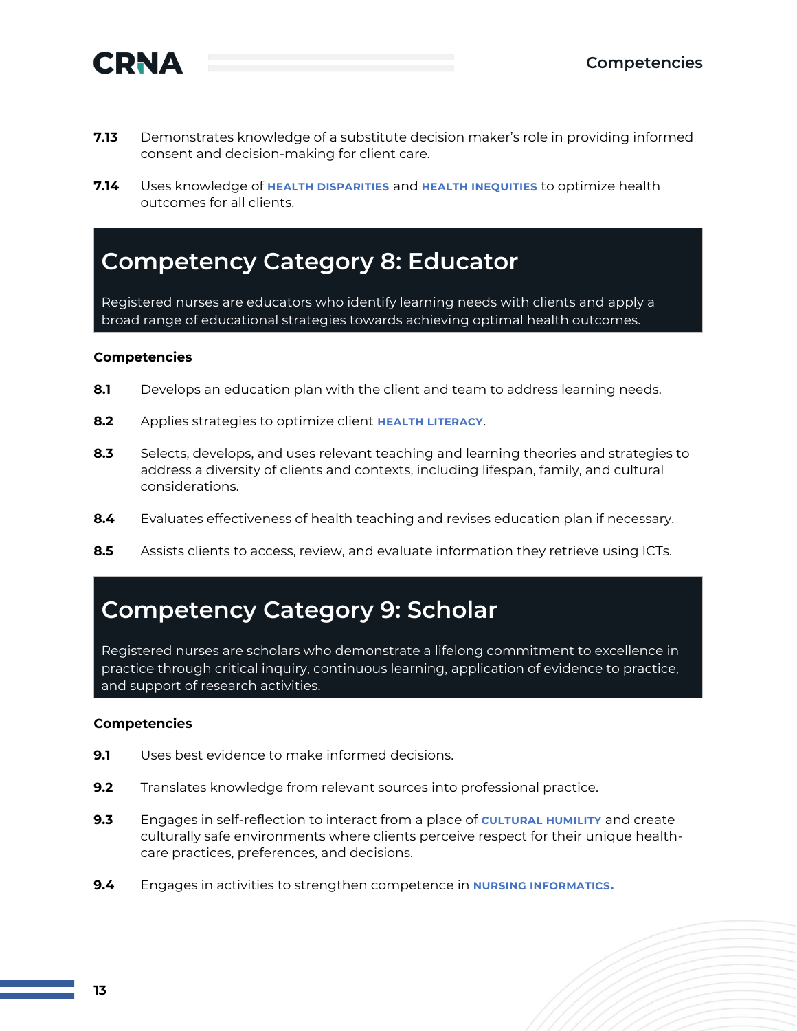**7.13** Demonstrates knowledge of a substitute decision maker's role in providing informed consent and decision-making for client care.

**7.14** Uses knowledge of **HEALTH DISPARITIES** and **HEALTH INEQUITIES** to optimize health outcomes for all clients.

## Competency Category 8: Educator

Registered nurses are educators who identify learning needs with clients and apply a broad range of educational strategies towards achieving optimal health outcomes.

**Competencies**

**8.1** Develops an education plan with the client and team to address learning needs.

**8.2** Applies strategies to optimize client **HEALTH LITERACY**.

**8.3** Selects, develops, and uses relevant teaching and learning theories and strategies to address a diversity of clients and contexts, including lifespan, family, and cultural considerations.

**8.4** Evaluates effectiveness of health teaching and revises education plan if necessary.

**8.5** Assists clients to access, review, and evaluate information they retrieve using ICTs.

## Competency Category 9: Scholar

Registered nurses are scholars who demonstrate a lifelong commitment to excellence in practice through critical inquiry, continuous learning, application of evidence to practice, and support of research activities.

**Competencies**

**9.1** Uses best evidence to make informed decisions.

**9.2** Translates knowledge from relevant sources into professional practice.

**9.3** Engages in self-reflection to interact from a place of **CULTURAL HUMILITY** and create culturally safe environments where clients perceive respect for their unique health-care practices, preferences, and decisions.

**9.4** Engages in activities to strengthen competence in **NURSING INFORMATICS.**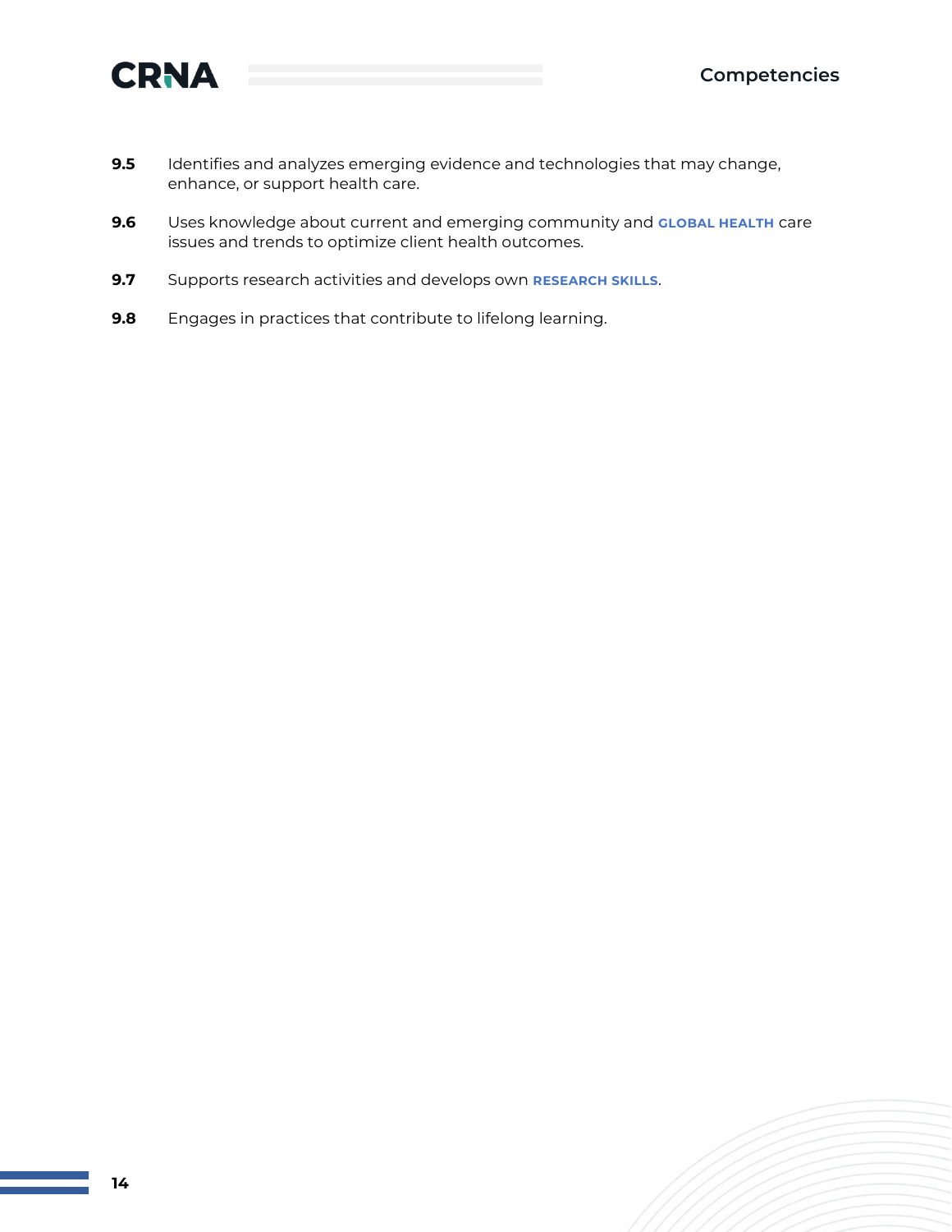**9.5** Identifies and analyzes emerging evidence and technologies that may change, enhance, or support health care.

**9.6** Uses knowledge about current and emerging community and **GLOBAL HEALTH** care issues and trends to optimize client health outcomes.

**9.7** Supports research activities and develops own **RESEARCH SKILLS**.

**9.8** Engages in practices that contribute to lifelong learning.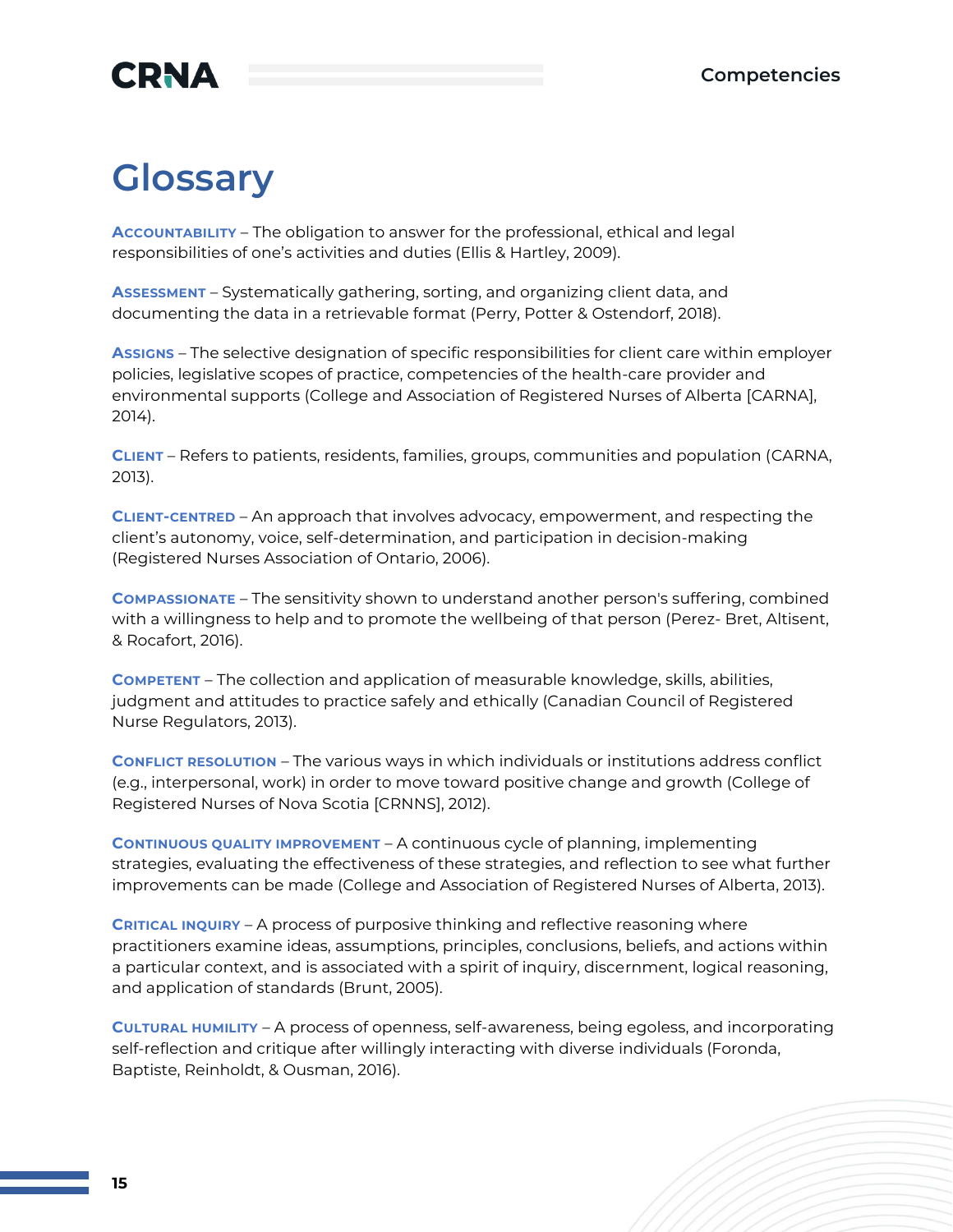# Glossary

**Accountability** – The obligation to answer for the professional, ethical and legal responsibilities of one's activities and duties (Ellis & Hartley, 2009).

**Assessment** – Systematically gathering, sorting, and organizing client data, and documenting the data in a retrievable format (Perry, Potter & Ostendorf, 2018).

**Assigns** – The selective designation of specific responsibilities for client care within employer policies, legislative scopes of practice, competencies of the health-care provider and environmental supports (College and Association of Registered Nurses of Alberta [CARNA], 2014).

**Client** – Refers to patients, residents, families, groups, communities and population (CARNA, 2013).

**Client-centred** – An approach that involves advocacy, empowerment, and respecting the client's autonomy, voice, self-determination, and participation in decision-making (Registered Nurses Association of Ontario, 2006).

**Compassionate** – The sensitivity shown to understand another person's suffering, combined with a willingness to help and to promote the wellbeing of that person (Perez- Bret, Altisent, & Rocafort, 2016).

**Competent** – The collection and application of measurable knowledge, skills, abilities, judgment and attitudes to practice safely and ethically (Canadian Council of Registered Nurse Regulators, 2013).

**Conflict resolution** – The various ways in which individuals or institutions address conflict (e.g., interpersonal, work) in order to move toward positive change and growth (College of Registered Nurses of Nova Scotia [CRNNS], 2012).

**Continuous quality improvement** – A continuous cycle of planning, implementing strategies, evaluating the effectiveness of these strategies, and reflection to see what further improvements can be made (College and Association of Registered Nurses of Alberta, 2013).

**Critical inquiry** – A process of purposive thinking and reflective reasoning where practitioners examine ideas, assumptions, principles, conclusions, beliefs, and actions within a particular context, and is associated with a spirit of inquiry, discernment, logical reasoning, and application of standards (Brunt, 2005).

**Cultural humility** – A process of openness, self-awareness, being egoless, and incorporating self-reflection and critique after willingly interacting with diverse individuals (Foronda, Baptiste, Reinholdt, & Ousman, 2016).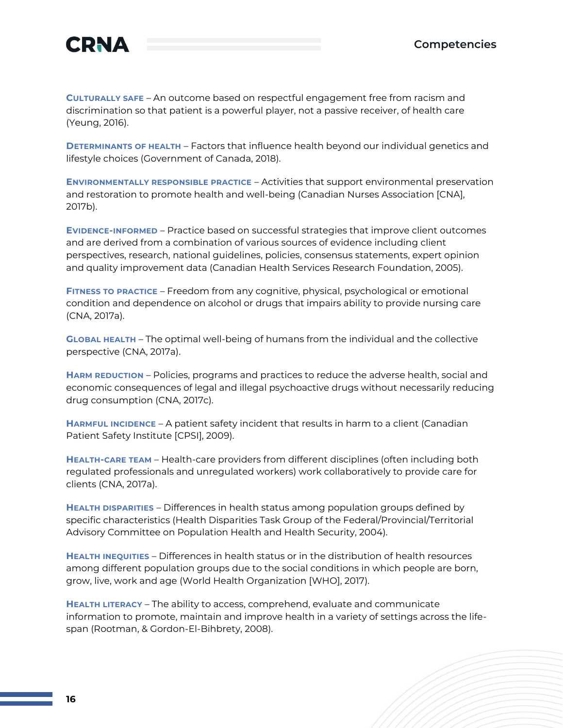**Culturally safe** – An outcome based on respectful engagement free from racism and discrimination so that patient is a powerful player, not a passive receiver, of health care (Yeung, 2016).

**Determinants of health** – Factors that influence health beyond our individual genetics and lifestyle choices (Government of Canada, 2018).

**Environmentally responsible practice** – Activities that support environmental preservation and restoration to promote health and well-being (Canadian Nurses Association [CNA], 2017b).

**Evidence-informed** – Practice based on successful strategies that improve client outcomes and are derived from a combination of various sources of evidence including client perspectives, research, national guidelines, policies, consensus statements, expert opinion and quality improvement data (Canadian Health Services Research Foundation, 2005).

**Fitness to practice** – Freedom from any cognitive, physical, psychological or emotional condition and dependence on alcohol or drugs that impairs ability to provide nursing care (CNA, 2017a).

**Global health** – The optimal well-being of humans from the individual and the collective perspective (CNA, 2017a).

**Harm reduction** – Policies, programs and practices to reduce the adverse health, social and economic consequences of legal and illegal psychoactive drugs without necessarily reducing drug consumption (CNA, 2017c).

**Harmful incidence** – A patient safety incident that results in harm to a client (Canadian Patient Safety Institute [CPSI], 2009).

**Health-care team** – Health-care providers from different disciplines (often including both regulated professionals and unregulated workers) work collaboratively to provide care for clients (CNA, 2017a).

**Health disparities** – Differences in health status among population groups defined by specific characteristics (Health Disparities Task Group of the Federal/Provincial/Territorial Advisory Committee on Population Health and Health Security, 2004).

**Health inequities** – Differences in health status or in the distribution of health resources among different population groups due to the social conditions in which people are born, grow, live, work and age (World Health Organization [WHO], 2017).

**Health literacy** – The ability to access, comprehend, evaluate and communicate information to promote, maintain and improve health in a variety of settings across the life-span (Rootman, & Gordon-El-Bihbrety, 2008).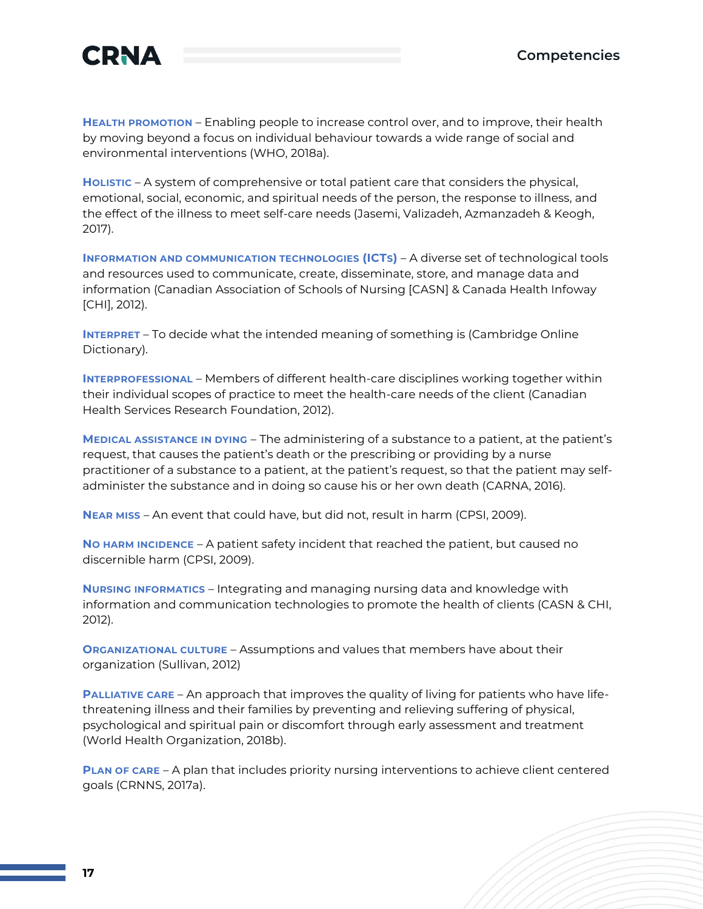**Health promotion** – Enabling people to increase control over, and to improve, their health by moving beyond a focus on individual behaviour towards a wide range of social and environmental interventions (WHO, 2018a).

**Holistic** – A system of comprehensive or total patient care that considers the physical, emotional, social, economic, and spiritual needs of the person, the response to illness, and the effect of the illness to meet self-care needs (Jasemi, Valizadeh, Azmanzadeh & Keogh, 2017).

**Information and communication technologies (ICTs)** – A diverse set of technological tools and resources used to communicate, create, disseminate, store, and manage data and information (Canadian Association of Schools of Nursing [CASN] & Canada Health Infoway [CHI], 2012).

**Interpret** – To decide what the intended meaning of something is (Cambridge Online Dictionary).

**Interprofessional** – Members of different health-care disciplines working together within their individual scopes of practice to meet the health-care needs of the client (Canadian Health Services Research Foundation, 2012).

**Medical assistance in dying** – The administering of a substance to a patient, at the patient's request, that causes the patient's death or the prescribing or providing by a nurse practitioner of a substance to a patient, at the patient's request, so that the patient may self-administer the substance and in doing so cause his or her own death (CARNA, 2016).

**Near miss** – An event that could have, but did not, result in harm (CPSI, 2009).

**No harm incidence** – A patient safety incident that reached the patient, but caused no discernible harm (CPSI, 2009).

**Nursing informatics** – Integrating and managing nursing data and knowledge with information and communication technologies to promote the health of clients (CASN & CHI, 2012).

**Organizational culture** – Assumptions and values that members have about their organization (Sullivan, 2012)

**Palliative care** – An approach that improves the quality of living for patients who have life-threatening illness and their families by preventing and relieving suffering of physical, psychological and spiritual pain or discomfort through early assessment and treatment (World Health Organization, 2018b).

**Plan of care** – A plan that includes priority nursing interventions to achieve client centered goals (CRNNS, 2017a).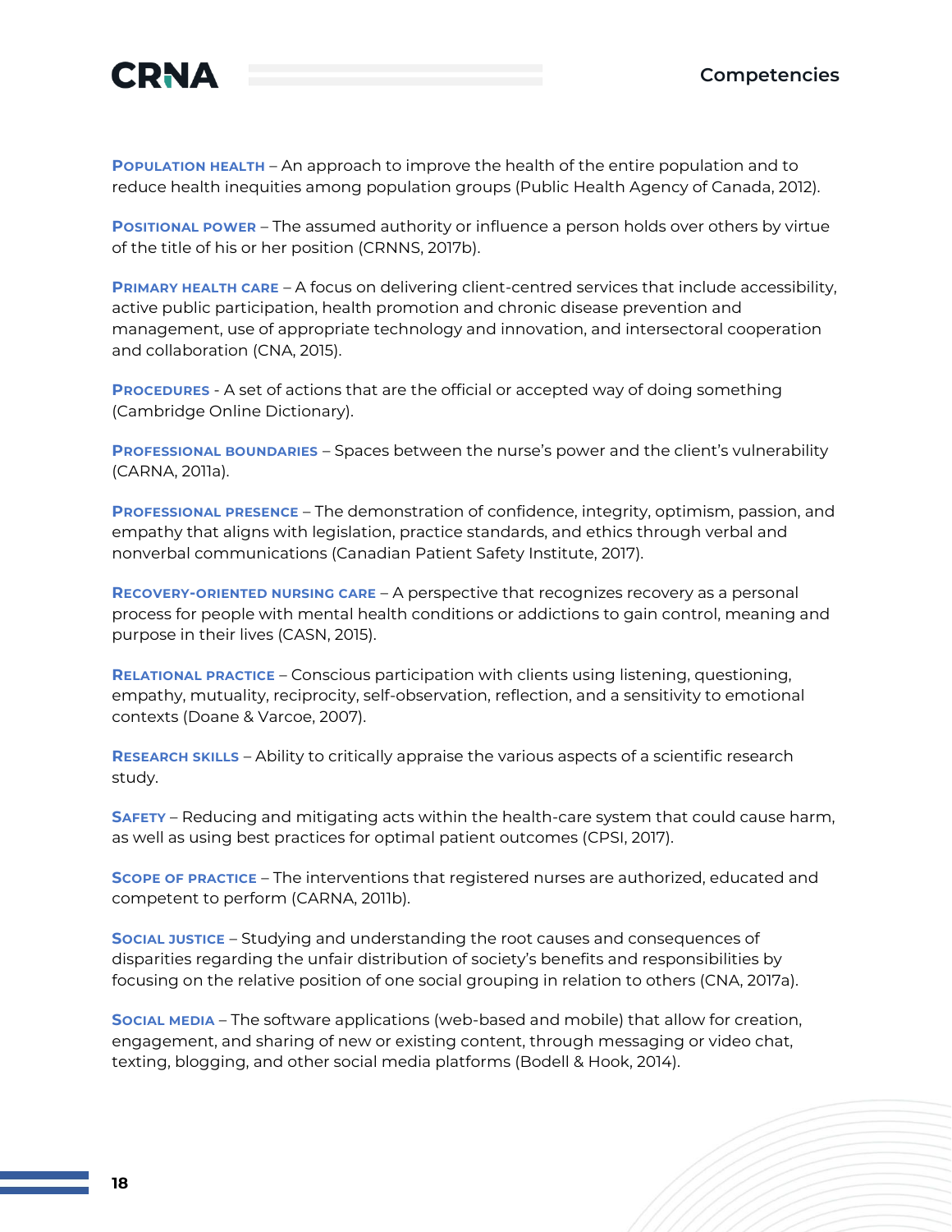**Population health** – An approach to improve the health of the entire population and to reduce health inequities among population groups (Public Health Agency of Canada, 2012).

**Positional power** – The assumed authority or influence a person holds over others by virtue of the title of his or her position (CRNNS, 2017b).

**Primary health care** – A focus on delivering client-centred services that include accessibility, active public participation, health promotion and chronic disease prevention and management, use of appropriate technology and innovation, and intersectoral cooperation and collaboration (CNA, 2015).

**Procedures** - A set of actions that are the official or accepted way of doing something (Cambridge Online Dictionary).

**Professional boundaries** – Spaces between the nurse's power and the client's vulnerability (CARNA, 2011a).

**Professional presence** – The demonstration of confidence, integrity, optimism, passion, and empathy that aligns with legislation, practice standards, and ethics through verbal and nonverbal communications (Canadian Patient Safety Institute, 2017).

**Recovery-oriented nursing care** – A perspective that recognizes recovery as a personal process for people with mental health conditions or addictions to gain control, meaning and purpose in their lives (CASN, 2015).

**Relational practice** – Conscious participation with clients using listening, questioning, empathy, mutuality, reciprocity, self-observation, reflection, and a sensitivity to emotional contexts (Doane & Varcoe, 2007).

**Research skills** – Ability to critically appraise the various aspects of a scientific research study.

**Safety** – Reducing and mitigating acts within the health-care system that could cause harm, as well as using best practices for optimal patient outcomes (CPSI, 2017).

**Scope of practice** – The interventions that registered nurses are authorized, educated and competent to perform (CARNA, 2011b).

**Social justice** – Studying and understanding the root causes and consequences of disparities regarding the unfair distribution of society's benefits and responsibilities by focusing on the relative position of one social grouping in relation to others (CNA, 2017a).

**Social media** – The software applications (web-based and mobile) that allow for creation, engagement, and sharing of new or existing content, through messaging or video chat, texting, blogging, and other social media platforms (Bodell & Hook, 2014).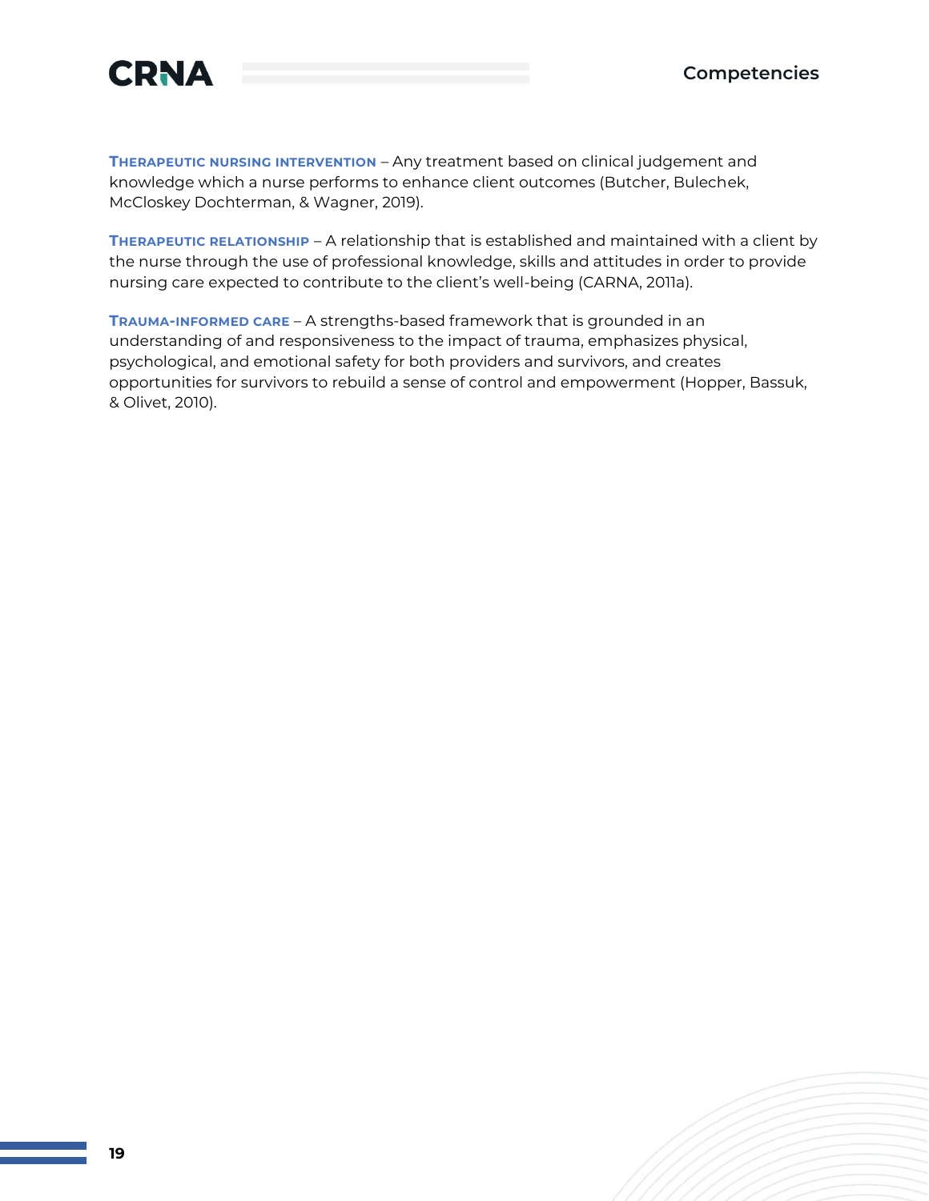**THERAPEUTIC NURSING INTERVENTION** – Any treatment based on clinical judgement and knowledge which a nurse performs to enhance client outcomes (Butcher, Bulechek, McCloskey Dochterman, & Wagner, 2019).

**THERAPEUTIC RELATIONSHIP** – A relationship that is established and maintained with a client by the nurse through the use of professional knowledge, skills and attitudes in order to provide nursing care expected to contribute to the client's well-being (CARNA, 2011a).

**TRAUMA-INFORMED CARE** – A strengths-based framework that is grounded in an understanding of and responsiveness to the impact of trauma, emphasizes physical, psychological, and emotional safety for both providers and survivors, and creates opportunities for survivors to rebuild a sense of control and empowerment (Hopper, Bassuk, & Olivet, 2010).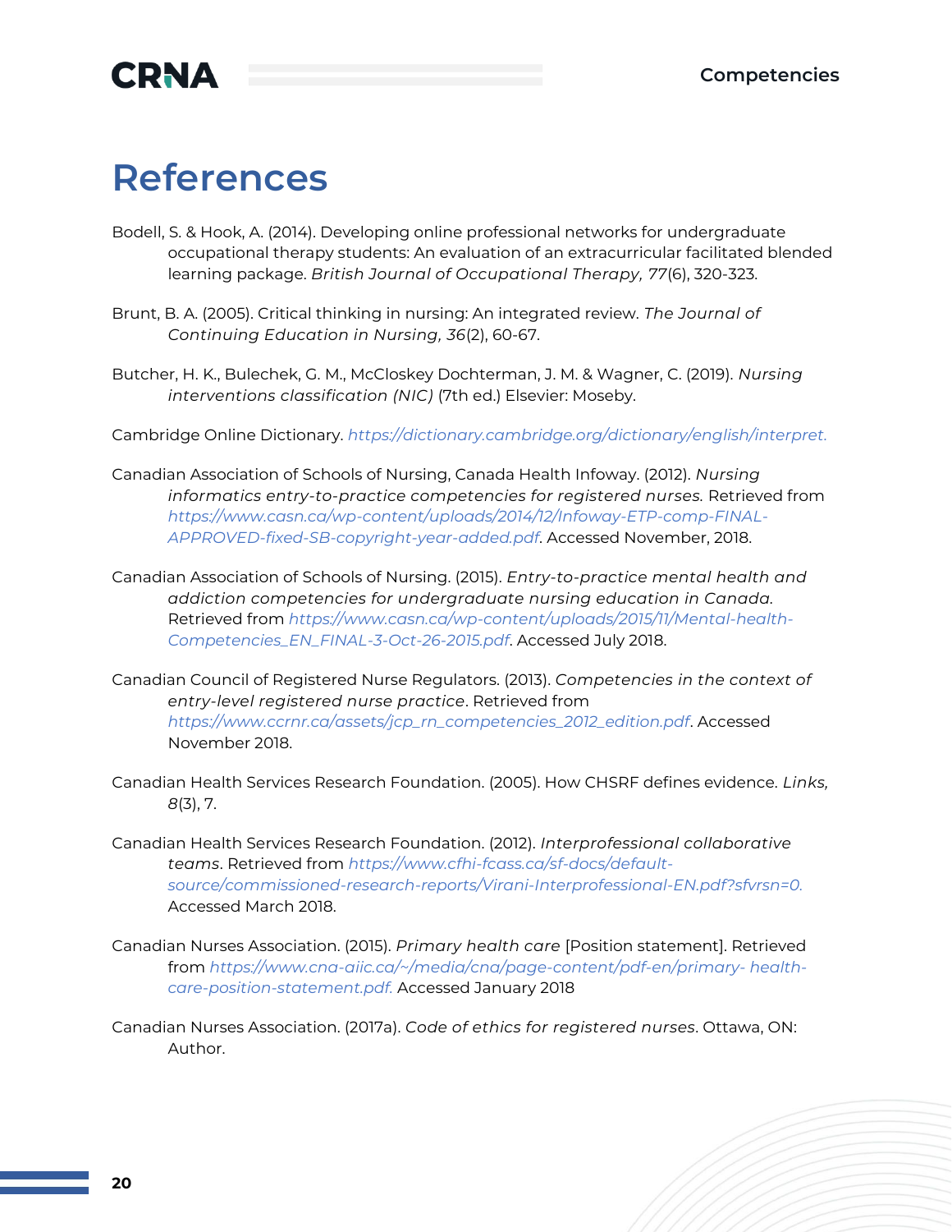# References

Bodell, S. & Hook, A. (2014). Developing online professional networks for undergraduate occupational therapy students: An evaluation of an extracurricular facilitated blended learning package. *British Journal of Occupational Therapy, 77*(6), 320-323.

Brunt, B. A. (2005). Critical thinking in nursing: An integrated review. *The Journal of Continuing Education in Nursing, 36*(2), 60-67.

Butcher, H. K., Bulechek, G. M., McCloskey Dochterman, J. M. & Wagner, C. (2019). *Nursing interventions classification (NIC)* (7th ed.) Elsevier: Moseby.

Cambridge Online Dictionary. *https://dictionary.cambridge.org/dictionary/english/interpret.*

Canadian Association of Schools of Nursing, Canada Health Infoway. (2012). *Nursing informatics entry-to-practice competencies for registered nurses.* Retrieved from *https://www.casn.ca/wp-content/uploads/2014/12/Infoway-ETP-comp-FINAL-APPROVED-fixed-SB-copyright-year-added.pdf*. Accessed November, 2018.

Canadian Association of Schools of Nursing. (2015). *Entry-to-practice mental health and addiction competencies for undergraduate nursing education in Canada.* Retrieved from *https://www.casn.ca/wp-content/uploads/2015/11/Mental-health-Competencies_EN_FINAL-3-Oct-26-2015.pdf*. Accessed July 2018.

Canadian Council of Registered Nurse Regulators. (2013). *Competencies in the context of entry-level registered nurse practice*. Retrieved from *https://www.ccrnr.ca/assets/jcp_rn_competencies_2012_edition.pdf*. Accessed November 2018.

Canadian Health Services Research Foundation. (2005). How CHSRF defines evidence. *Links, 8*(3), 7.

Canadian Health Services Research Foundation. (2012). *Interprofessional collaborative teams*. Retrieved from *https://www.cfhi-fcass.ca/sf-docs/default-source/commissioned-research-reports/Virani-Interprofessional-EN.pdf?sfvrsn=0.* Accessed March 2018.

Canadian Nurses Association. (2015). *Primary health care* [Position statement]. Retrieved from *https://www.cna-aiic.ca/~/media/cna/page-content/pdf-en/primary- health-care-position-statement.pdf.* Accessed January 2018

Canadian Nurses Association. (2017a). *Code of ethics for registered nurses*. Ottawa, ON: Author.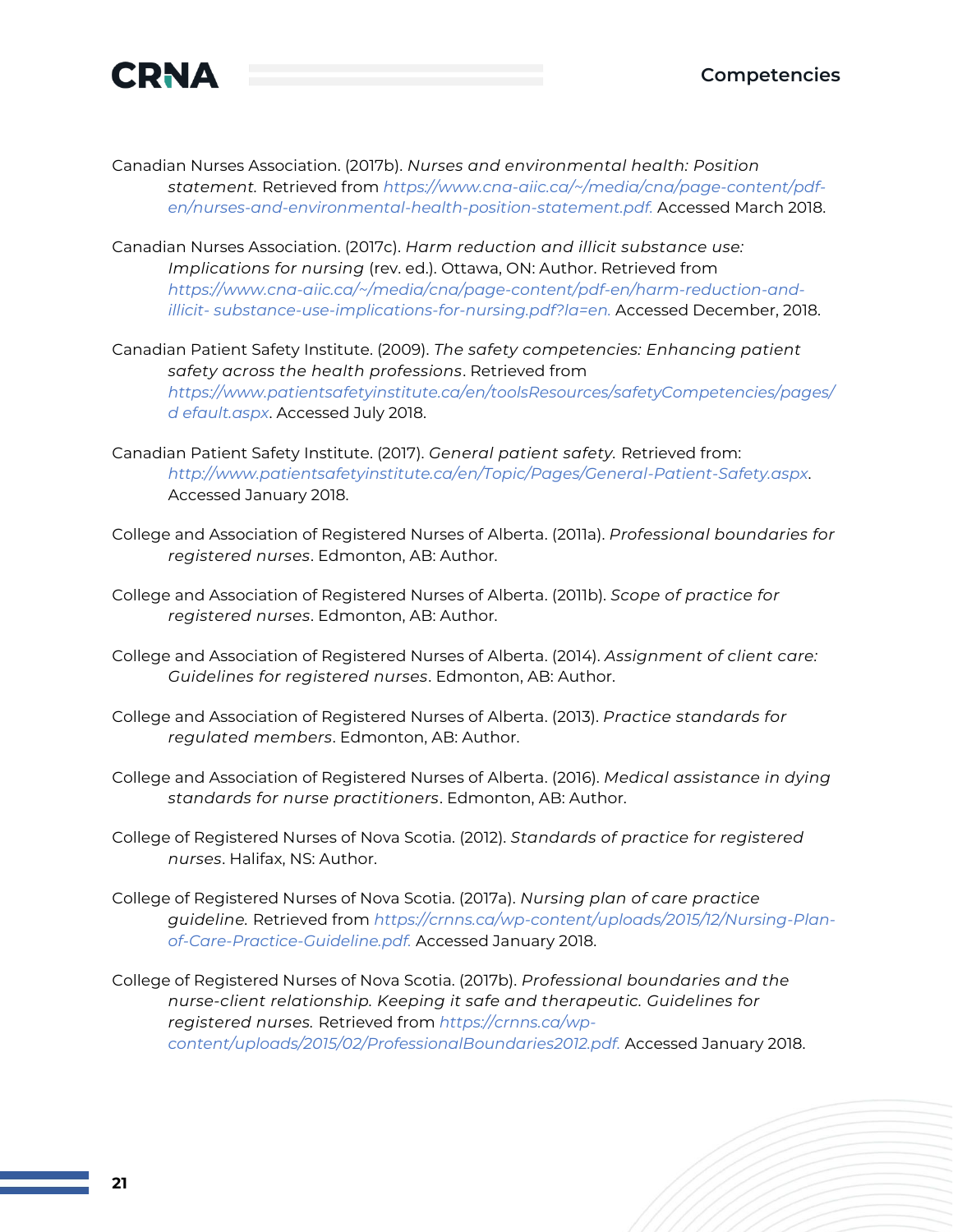Canadian Nurses Association. (2017b). *Nurses and environmental health: Position statement.* Retrieved from *https://www.cna-aiic.ca/~/media/cna/page-content/pdf-en/nurses-and-environmental-health-position-statement.pdf.* Accessed March 2018.

Canadian Nurses Association. (2017c). *Harm reduction and illicit substance use: Implications for nursing* (rev. ed.). Ottawa, ON: Author. Retrieved from *https://www.cna-aiic.ca/~/media/cna/page-content/pdf-en/harm-reduction-and-illicit- substance-use-implications-for-nursing.pdf?la=en.* Accessed December, 2018.

Canadian Patient Safety Institute. (2009). *The safety competencies: Enhancing patient safety across the health professions*. Retrieved from *https://www.patientsafetyinstitute.ca/en/toolsResources/safetyCompetencies/pages/d efault.aspx*. Accessed July 2018.

Canadian Patient Safety Institute. (2017). *General patient safety.* Retrieved from: *http://www.patientsafetyinstitute.ca/en/Topic/Pages/General-Patient-Safety.aspx*. Accessed January 2018.

College and Association of Registered Nurses of Alberta. (2011a). *Professional boundaries for registered nurses*. Edmonton, AB: Author.

College and Association of Registered Nurses of Alberta. (2011b). *Scope of practice for registered nurses*. Edmonton, AB: Author.

College and Association of Registered Nurses of Alberta. (2014). *Assignment of client care: Guidelines for registered nurses*. Edmonton, AB: Author.

College and Association of Registered Nurses of Alberta. (2013). *Practice standards for regulated members*. Edmonton, AB: Author.

College and Association of Registered Nurses of Alberta. (2016). *Medical assistance in dying standards for nurse practitioners*. Edmonton, AB: Author.

College of Registered Nurses of Nova Scotia. (2012). *Standards of practice for registered nurses*. Halifax, NS: Author.

College of Registered Nurses of Nova Scotia. (2017a). *Nursing plan of care practice guideline.* Retrieved from *https://crnns.ca/wp-content/uploads/2015/12/Nursing-Plan-of-Care-Practice-Guideline.pdf.* Accessed January 2018.

College of Registered Nurses of Nova Scotia. (2017b). *Professional boundaries and the nurse-client relationship. Keeping it safe and therapeutic. Guidelines for registered nurses.* Retrieved from *https://crnns.ca/wp-content/uploads/2015/02/ProfessionalBoundaries2012.pdf.* Accessed January 2018.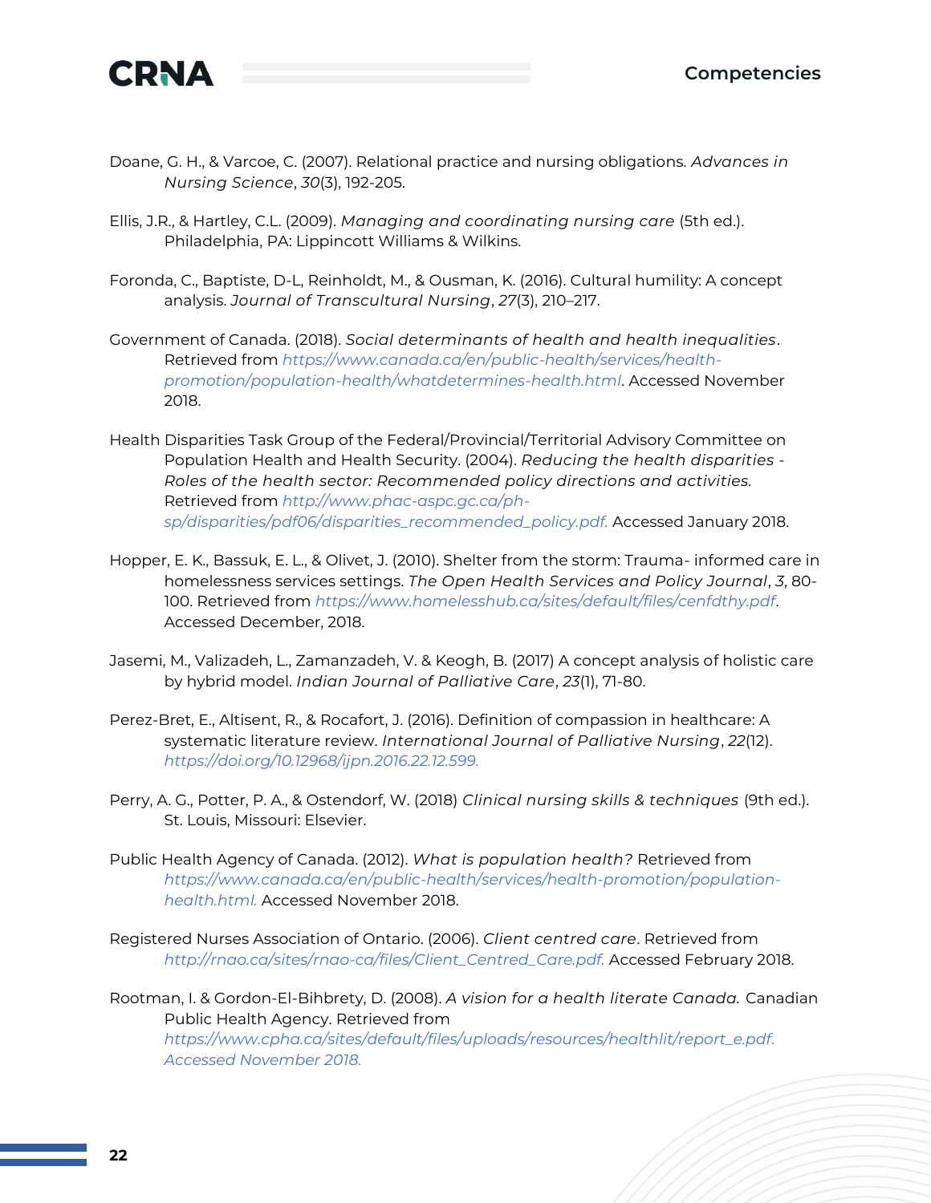Doane, G. H., & Varcoe, C. (2007). Relational practice and nursing obligations. *Advances in Nursing Science*, *30*(3), 192-205.

Ellis, J.R., & Hartley, C.L. (2009). *Managing and coordinating nursing care* (5th ed.). Philadelphia, PA: Lippincott Williams & Wilkins.

Foronda, C., Baptiste, D-L, Reinholdt, M., & Ousman, K. (2016). Cultural humility: A concept analysis. *Journal of Transcultural Nursing*, *27*(3), 210–217.

Government of Canada. (2018). *Social determinants of health and health inequalities*. Retrieved from *https://www.canada.ca/en/public-health/services/health-promotion/population-health/whatdetermines-health.html*. Accessed November 2018.

Health Disparities Task Group of the Federal/Provincial/Territorial Advisory Committee on Population Health and Health Security. (2004). *Reducing the health disparities - Roles of the health sector: Recommended policy directions and activities.* Retrieved from *http://www.phac-aspc.gc.ca/ph-sp/disparities/pdf06/disparities_recommended_policy.pdf.* Accessed January 2018.

Hopper, E. K., Bassuk, E. L., & Olivet, J. (2010). Shelter from the storm: Trauma- informed care in homelessness services settings. *The Open Health Services and Policy Journal*, *3*, 80-100. Retrieved from *https://www.homelesshub.ca/sites/default/files/cenfdthy.pdf*. Accessed December, 2018.

Jasemi, M., Valizadeh, L., Zamanzadeh, V. & Keogh, B. (2017) A concept analysis of holistic care by hybrid model. *Indian Journal of Palliative Care*, *23*(1), 71-80.

Perez-Bret, E., Altisent, R., & Rocafort, J. (2016). Definition of compassion in healthcare: A systematic literature review. *International Journal of Palliative Nursing*, *22*(12). *https://doi.org/10.12968/ijpn.2016.22.12.599.*

Perry, A. G., Potter, P. A., & Ostendorf, W. (2018) *Clinical nursing skills & techniques* (9th ed.). St. Louis, Missouri: Elsevier.

Public Health Agency of Canada. (2012). *What is population health?* Retrieved from *https://www.canada.ca/en/public-health/services/health-promotion/population-health.html.* Accessed November 2018.

Registered Nurses Association of Ontario. (2006). *Client centred care*. Retrieved from *http://rnao.ca/sites/rnao-ca/files/Client_Centred_Care.pdf.* Accessed February 2018.

Rootman, I. & Gordon-El-Bihbrety, D. (2008). *A vision for a health literate Canada.* Canadian Public Health Agency. Retrieved from *https://www.cpha.ca/sites/default/files/uploads/resources/healthlit/report_e.pdf. Accessed November 2018.*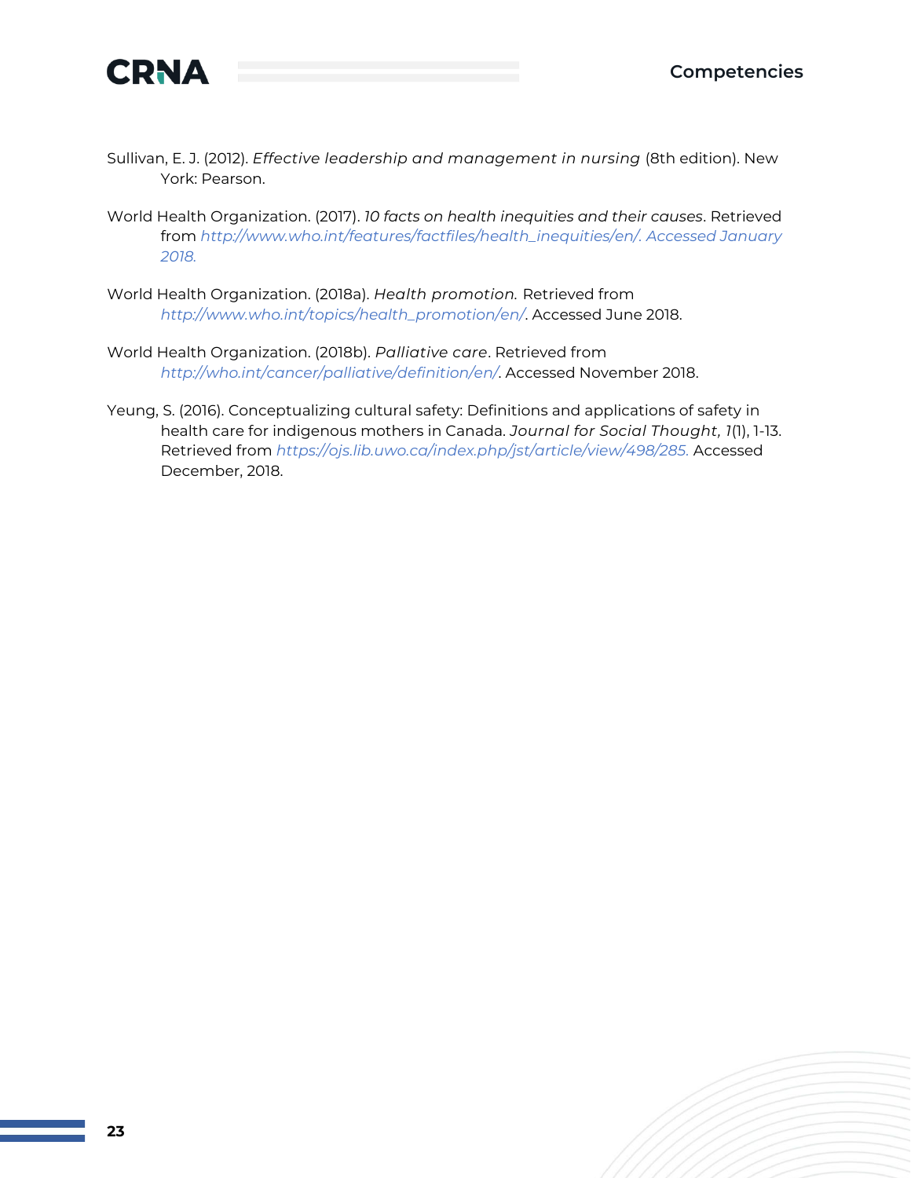Sullivan, E. J. (2012). *Effective leadership and management in nursing* (8th edition). New York: Pearson.

World Health Organization. (2017). *10 facts on health inequities and their causes*. Retrieved from *http://www.who.int/features/factfiles/health_inequities/en/. Accessed January 2018.*

World Health Organization. (2018a). *Health promotion.* Retrieved from *http://www.who.int/topics/health_promotion/en/*. Accessed June 2018.

World Health Organization. (2018b). *Palliative care*. Retrieved from *http://who.int/cancer/palliative/definition/en/*. Accessed November 2018.

Yeung, S. (2016). Conceptualizing cultural safety: Definitions and applications of safety in health care for indigenous mothers in Canada. *Journal for Social Thought, 1*(1), 1-13. Retrieved from *https://ojs.lib.uwo.ca/index.php/jst/article/view/498/285.* Accessed December, 2018.